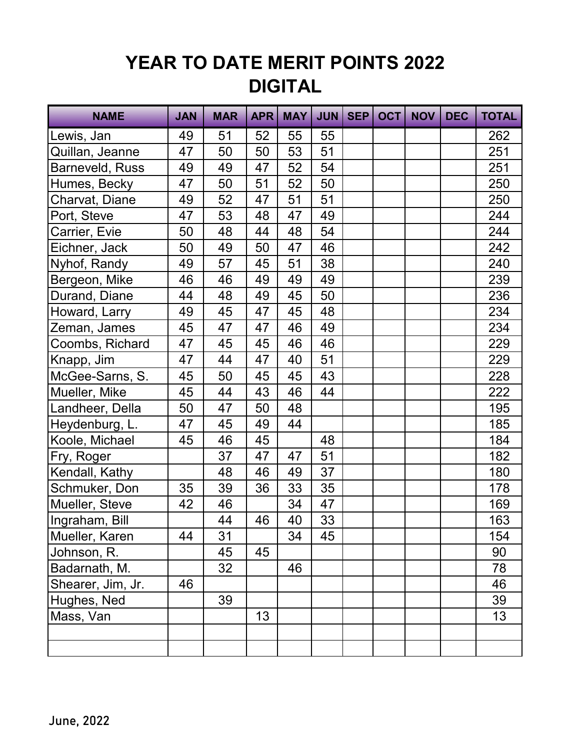# YEAR TO DATE MERIT POINTS 2022
## DIGITAL

| NAME | JAN | MAR | APR | MAY | JUN | SEP | OCT | NOV | DEC | TOTAL |
|---|---|---|---|---|---|---|---|---|---|---|
| Lewis, Jan | 49 | 51 | 52 | 55 | 55 | | | | | 262 |
| Quillan, Jeanne | 47 | 50 | 50 | 53 | 51 | | | | | 251 |
| Barneveld, Russ | 49 | 49 | 47 | 52 | 54 | | | | | 251 |
| Humes, Becky | 47 | 50 | 51 | 52 | 50 | | | | | 250 |
| Charvat, Diane | 49 | 52 | 47 | 51 | 51 | | | | | 250 |
| Port, Steve | 47 | 53 | 48 | 47 | 49 | | | | | 244 |
| Carrier, Evie | 50 | 48 | 44 | 48 | 54 | | | | | 244 |
| Eichner, Jack | 50 | 49 | 50 | 47 | 46 | | | | | 242 |
| Nyhof, Randy | 49 | 57 | 45 | 51 | 38 | | | | | 240 |
| Bergeon, Mike | 46 | 46 | 49 | 49 | 49 | | | | | 239 |
| Durand, Diane | 44 | 48 | 49 | 45 | 50 | | | | | 236 |
| Howard, Larry | 49 | 45 | 47 | 45 | 48 | | | | | 234 |
| Zeman, James | 45 | 47 | 47 | 46 | 49 | | | | | 234 |
| Coombs, Richard | 47 | 45 | 45 | 46 | 46 | | | | | 229 |
| Knapp, Jim | 47 | 44 | 47 | 40 | 51 | | | | | 229 |
| McGee-Sarns, S. | 45 | 50 | 45 | 45 | 43 | | | | | 228 |
| Mueller, Mike | 45 | 44 | 43 | 46 | 44 | | | | | 222 |
| Landheer, Della | 50 | 47 | 50 | 48 | | | | | | 195 |
| Heydenburg, L. | 47 | 45 | 49 | 44 | | | | | | 185 |
| Koole, Michael | 45 | 46 | 45 | | 48 | | | | | 184 |
| Fry, Roger | | 37 | 47 | 47 | 51 | | | | | 182 |
| Kendall, Kathy | | 48 | 46 | 49 | 37 | | | | | 180 |
| Schmuker, Don | 35 | 39 | 36 | 33 | 35 | | | | | 178 |
| Mueller, Steve | 42 | 46 | | 34 | 47 | | | | | 169 |
| Ingraham, Bill | | 44 | 46 | 40 | 33 | | | | | 163 |
| Mueller, Karen | 44 | 31 | | 34 | 45 | | | | | 154 |
| Johnson, R. | | 45 | 45 | | | | | | | 90 |
| Badarnath, M. | | 32 | | 46 | | | | | | 78 |
| Shearer, Jim, Jr. | 46 | | | | | | | | | 46 |
| Hughes, Ned | | 39 | | | | | | | | 39 |
| Mass, Van | | | 13 | | | | | | | 13 |
| | | | | | | | | | | |
| | | | | | | | | | | |

June, 2022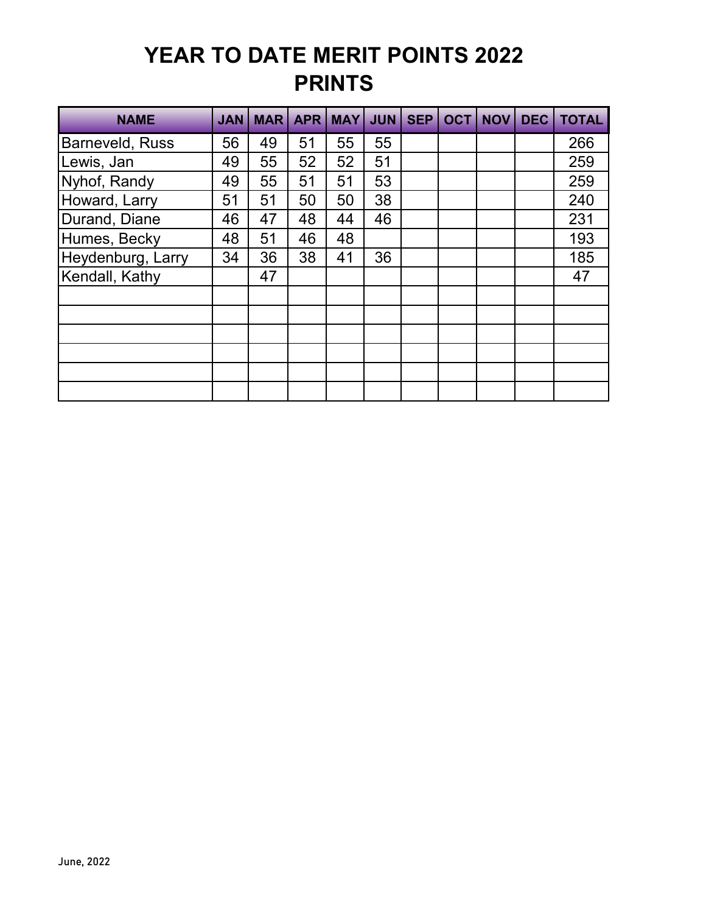# YEAR TO DATE MERIT POINTS 2022
## PRINTS

| NAME | JAN | MAR | APR | MAY | JUN | SEP | OCT | NOV | DEC | TOTAL |
|---|---|---|---|---|---|---|---|---|---|---|
| Barneveld, Russ | 56 | 49 | 51 | 55 | 55 | | | | | 266 |
| Lewis, Jan | 49 | 55 | 52 | 52 | 51 | | | | | 259 |
| Nyhof, Randy | 49 | 55 | 51 | 51 | 53 | | | | | 259 |
| Howard, Larry | 51 | 51 | 50 | 50 | 38 | | | | | 240 |
| Durand, Diane | 46 | 47 | 48 | 44 | 46 | | | | | 231 |
| Humes, Becky | 48 | 51 | 46 | 48 | | | | | | 193 |
| Heydenburg, Larry | 34 | 36 | 38 | 41 | 36 | | | | | 185 |
| Kendall, Kathy | | 47 | | | | | | | | 47 |
| | | | | | | | | | | |
| | | | | | | | | | | |
| | | | | | | | | | | |
| | | | | | | | | | | |
| | | | | | | | | | | |
| | | | | | | | | | | |

June, 2022